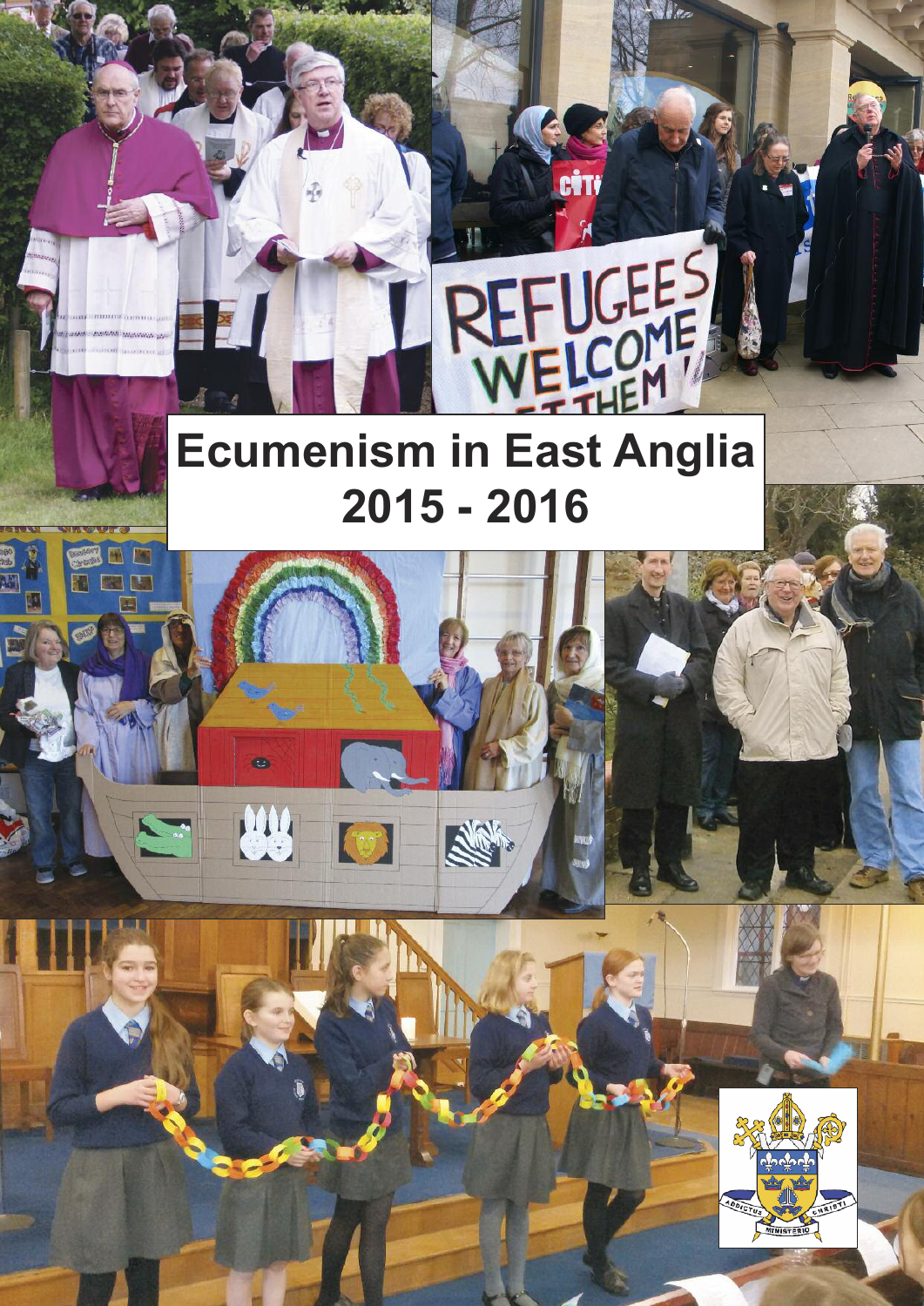# Ecumenism in East Anglia 2015 - 2016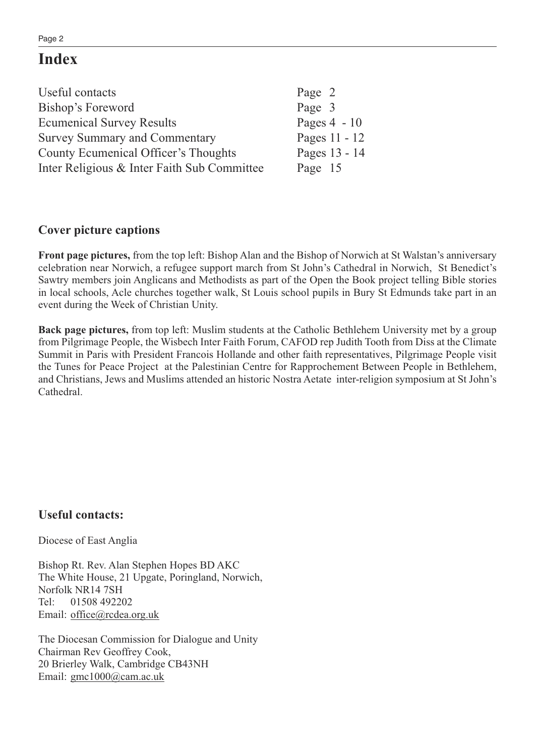# Index

| | |
|---|---|
| Useful contacts | Page 2 |
| Bishop's Foreword | Page 3 |
| Ecumenical Survey Results | Pages 4 - 10 |
| Survey Summary and Commentary | Pages 11 - 12 |
| County Ecumenical Officer's Thoughts | Pages 13 - 14 |
| Inter Religious & Inter Faith Sub Committee | Page 15 |

## Cover picture captions

**Front page pictures,** from the top left: Bishop Alan and the Bishop of Norwich at St Walstan's anniversary celebration near Norwich, a refugee support march from St John's Cathedral in Norwich, St Benedict's Sawtry members join Anglicans and Methodists as part of the Open the Book project telling Bible stories in local schools, Acle churches together walk, St Louis school pupils in Bury St Edmunds take part in an event during the Week of Christian Unity.

**Back page pictures,** from top left: Muslim students at the Catholic Bethlehem University met by a group from Pilgrimage People, the Wisbech Inter Faith Forum, CAFOD rep Judith Tooth from Diss at the Climate Summit in Paris with President Francois Hollande and other faith representatives, Pilgrimage People visit the Tunes for Peace Project at the Palestinian Centre for Rapprochement Between People in Bethlehem, and Christians, Jews and Muslims attended an historic Nostra Aetate inter-religion symposium at St John's Cathedral.

## Useful contacts:

Diocese of East Anglia

Bishop Rt. Rev. Alan Stephen Hopes BD AKC
The White House, 21 Upgate, Poringland, Norwich,
Norfolk NR14 7SH
Tel: 01508 492202
Email: office@rcdea.org.uk

The Diocesan Commission for Dialogue and Unity
Chairman Rev Geoffrey Cook,
20 Brierley Walk, Cambridge CB43NH
Email: gmc1000@cam.ac.uk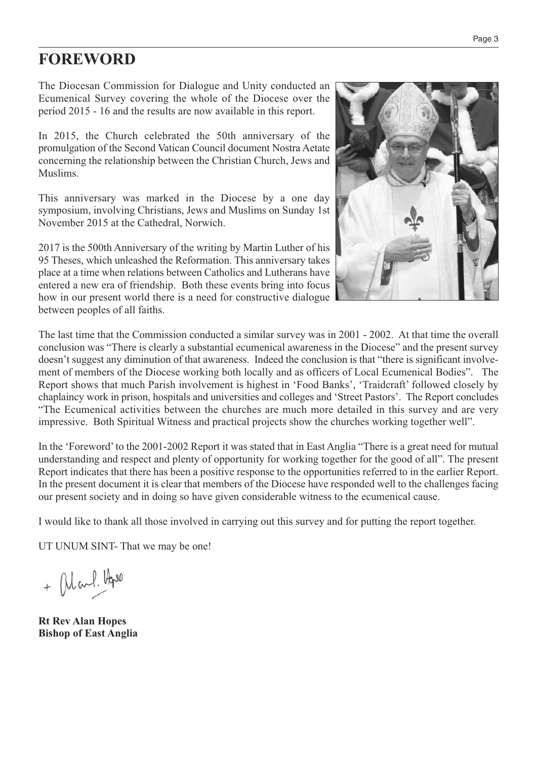# FOREWORD

The Diocesan Commission for Dialogue and Unity conducted an Ecumenical Survey covering the whole of the Diocese over the period 2015 - 16 and the results are now available in this report.

In 2015, the Church celebrated the 50th anniversary of the promulgation of the Second Vatican Council document Nostra Aetate concerning the relationship between the Christian Church, Jews and Muslims.

This anniversary was marked in the Diocese by a one day symposium, involving Christians, Jews and Muslims on Sunday 1st November 2015 at the Cathedral, Norwich.

2017 is the 500th Anniversary of the writing by Martin Luther of his 95 Theses, which unleashed the Reformation. This anniversary takes place at a time when relations between Catholics and Lutherans have entered a new era of friendship. Both these events bring into focus how in our present world there is a need for constructive dialogue between peoples of all faiths.

The last time that the Commission conducted a similar survey was in 2001 - 2002. At that time the overall conclusion was "There is clearly a substantial ecumenical awareness in the Diocese" and the present survey doesn't suggest any diminution of that awareness. Indeed the conclusion is that "there is significant involvement of members of the Diocese working both locally and as officers of Local Ecumenical Bodies". The Report shows that much Parish involvement is highest in 'Food Banks', 'Traidcraft' followed closely by chaplaincy work in prison, hospitals and universities and colleges and 'Street Pastors'. The Report concludes "The Ecumenical activities between the churches are much more detailed in this survey and are very impressive. Both Spiritual Witness and practical projects show the churches working together well".

In the 'Foreword' to the 2001-2002 Report it was stated that in East Anglia "There is a great need for mutual understanding and respect and plenty of opportunity for working together for the good of all". The present Report indicates that there has been a positive response to the opportunities referred to in the earlier Report. In the present document it is clear that members of the Diocese have responded well to the challenges facing our present society and in doing so have given considerable witness to the ecumenical cause.

I would like to thank all those involved in carrying out this survey and for putting the report together.

UT UNUM SINT- That we may be one!

+ Alan L. Hopes

**Rt Rev Alan Hopes**
**Bishop of East Anglia**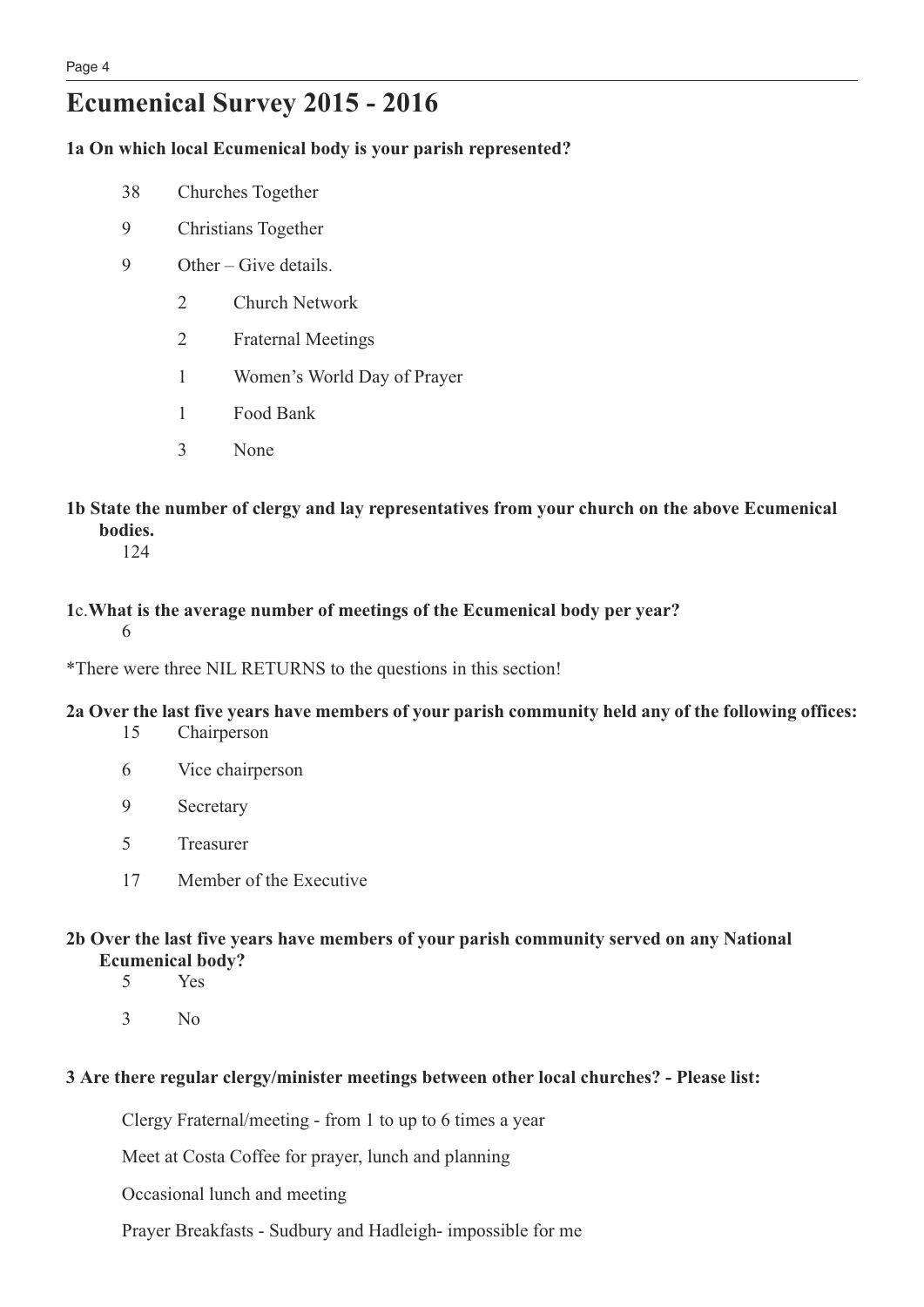# Ecumenical Survey 2015 - 2016

**1a On which local Ecumenical body is your parish represented?**

- 38 Churches Together
- 9 Christians Together
- 9 Other – Give details.
    - 2 Church Network
    - 2 Fraternal Meetings
    - 1 Women's World Day of Prayer
    - 1 Food Bank
    - 3 None

**1b State the number of clergy and lay representatives from your church on the above Ecumenical bodies.**

124

**1c.What is the average number of meetings of the Ecumenical body per year?**

6

*There were three NIL RETURNS to the questions in this section!

**2a Over the last five years have members of your parish community held any of the following offices:**

- 15 Chairperson
- 6 Vice chairperson
- 9 Secretary
- 5 Treasurer
- 17 Member of the Executive

**2b Over the last five years have members of your parish community served on any National Ecumenical body?**

- 5 Yes
- 3 No

**3 Are there regular clergy/minister meetings between other local churches? - Please list:**

Clergy Fraternal/meeting - from 1 to up to 6 times a year

Meet at Costa Coffee for prayer, lunch and planning

Occasional lunch and meeting

Prayer Breakfasts - Sudbury and Hadleigh- impossible for me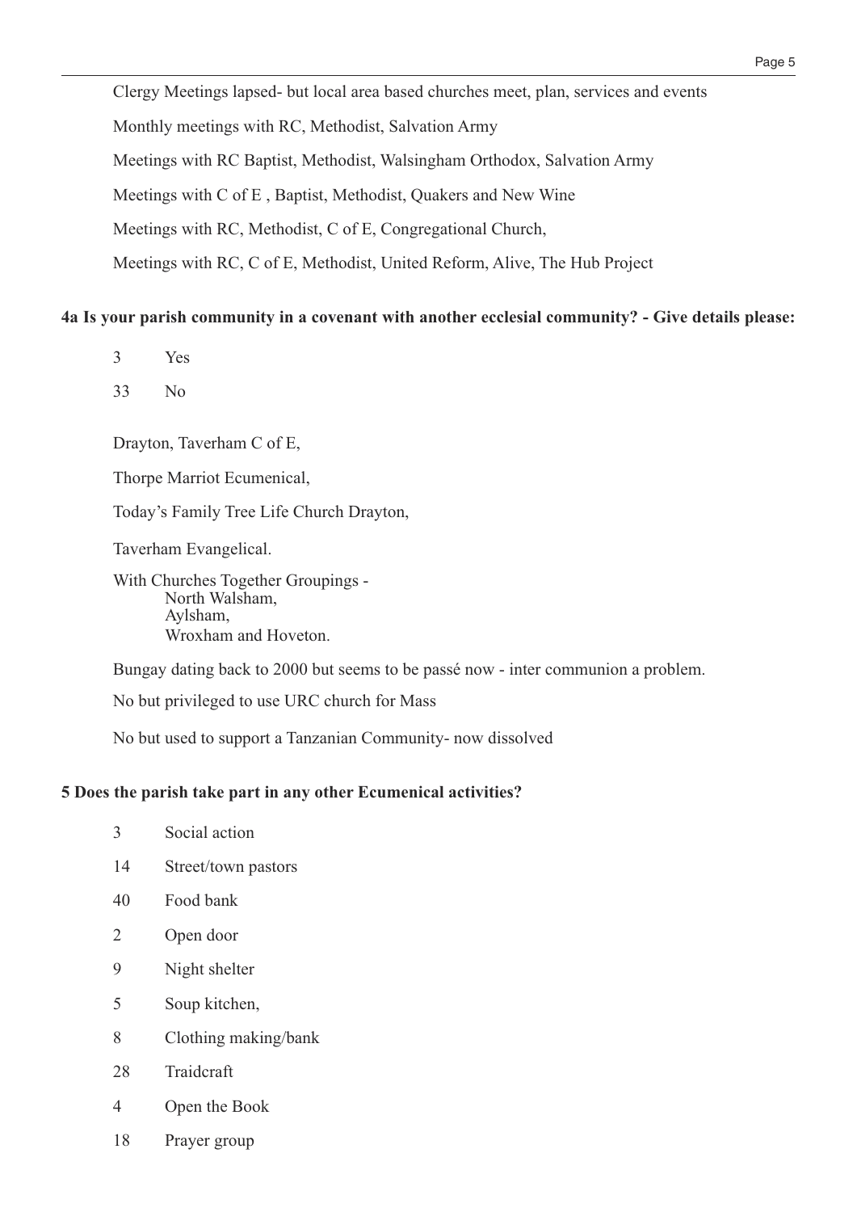Clergy Meetings lapsed- but local area based churches meet, plan, services and events

Monthly meetings with RC, Methodist, Salvation Army

Meetings with RC Baptist, Methodist, Walsingham Orthodox, Salvation Army

Meetings with C of E , Baptist, Methodist, Quakers and New Wine

Meetings with RC, Methodist, C of E, Congregational Church,

Meetings with RC, C of E, Methodist, United Reform, Alive, The Hub Project

**4a Is your parish community in a covenant with another ecclesial community? - Give details please:**

3 Yes

33 No

Drayton, Taverham C of E,

Thorpe Marriot Ecumenical,

Today's Family Tree Life Church Drayton,

Taverham Evangelical.

With Churches Together Groupings -
North Walsham,
Aylsham,
Wroxham and Hoveton.

Bungay dating back to 2000 but seems to be passé now - inter communion a problem.

No but privileged to use URC church for Mass

No but used to support a Tanzanian Community- now dissolved

**5 Does the parish take part in any other Ecumenical activities?**

3 Social action

14 Street/town pastors

40 Food bank

2 Open door

9 Night shelter

5 Soup kitchen,

8 Clothing making/bank

28 Traidcraft

4 Open the Book

18 Prayer group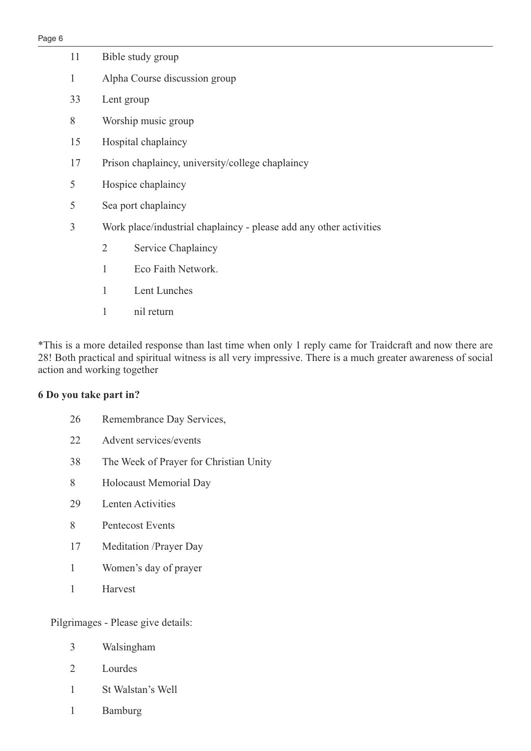- 11 Bible study group
- 1 Alpha Course discussion group
- 33 Lent group
- 8 Worship music group
- 15 Hospital chaplaincy
- 17 Prison chaplaincy, university/college chaplaincy
- 5 Hospice chaplaincy
- 5 Sea port chaplaincy
- 3 Work place/industrial chaplaincy - please add any other activities
  - 2 Service Chaplaincy
  - 1 Eco Faith Network.
  - 1 Lent Lunches
  - 1 nil return

*This is a more detailed response than last time when only 1 reply came for Traidcraft and now there are 28! Both practical and spiritual witness is all very impressive. There is a much greater awareness of social action and working together

**6 Do you take part in?**

- 26 Remembrance Day Services,
- 22 Advent services/events
- 38 The Week of Prayer for Christian Unity
- 8 Holocaust Memorial Day
- 29 Lenten Activities
- 8 Pentecost Events
- 17 Meditation /Prayer Day
- 1 Women's day of prayer
- 1 Harvest

Pilgrimages - Please give details:

- 3 Walsingham
- 2 Lourdes
- 1 St Walstan's Well
- 1 Bamburg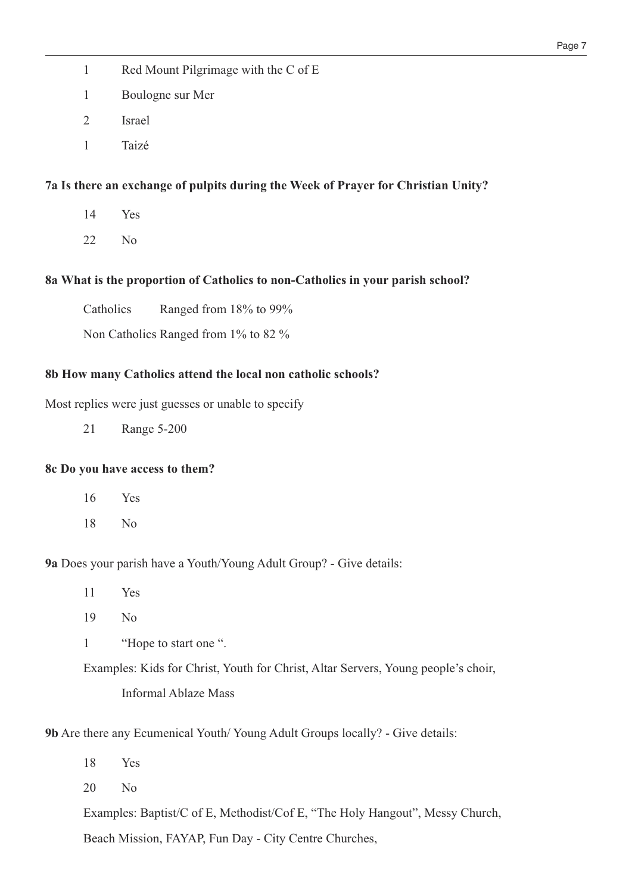1 Red Mount Pilgrimage with the C of E

1 Boulogne sur Mer

2 Israel

1 Taizé

**7a Is there an exchange of pulpits during the Week of Prayer for Christian Unity?**

14 Yes

22 No

**8a What is the proportion of Catholics to non-Catholics in your parish school?**

Catholics Ranged from 18% to 99%

Non Catholics Ranged from 1% to 82 %

**8b How many Catholics attend the local non catholic schools?**

Most replies were just guesses or unable to specify

21 Range 5-200

**8c Do you have access to them?**

16 Yes

18 No

**9a** Does your parish have a Youth/Young Adult Group? - Give details:

11 Yes

19 No

1 "Hope to start one ".

Examples: Kids for Christ, Youth for Christ, Altar Servers, Young people's choir, Informal Ablaze Mass

**9b** Are there any Ecumenical Youth/ Young Adult Groups locally? - Give details:

18 Yes

20 No

Examples: Baptist/C of E, Methodist/Cof E, "The Holy Hangout", Messy Church, Beach Mission, FAYAP, Fun Day - City Centre Churches,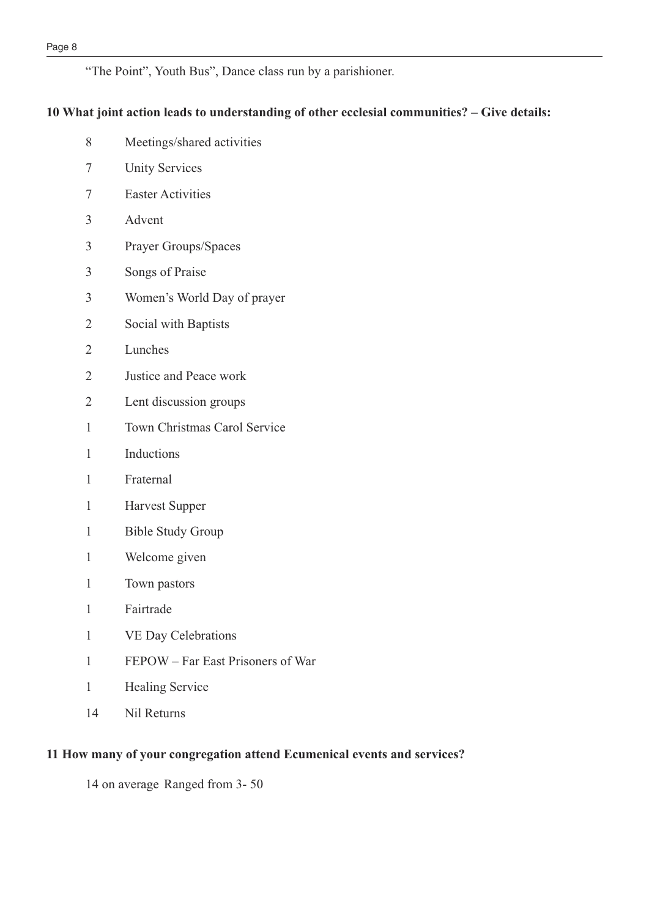“The Point”, Youth Bus”, Dance class run by a parishioner.

**10 What joint action leads to understanding of other ecclesial communities? – Give details:**

| | |
|---|---|
| 8 | Meetings/shared activities |
| 7 | Unity Services |
| 7 | Easter Activities |
| 3 | Advent |
| 3 | Prayer Groups/Spaces |
| 3 | Songs of Praise |
| 3 | Women’s World Day of prayer |
| 2 | Social with Baptists |
| 2 | Lunches |
| 2 | Justice and Peace work |
| 2 | Lent discussion groups |
| 1 | Town Christmas Carol Service |
| 1 | Inductions |
| 1 | Fraternal |
| 1 | Harvest Supper |
| 1 | Bible Study Group |
| 1 | Welcome given |
| 1 | Town pastors |
| 1 | Fairtrade |
| 1 | VE Day Celebrations |
| 1 | FEPOW – Far East Prisoners of War |
| 1 | Healing Service |
| 14 | Nil Returns |

**11 How many of your congregation attend Ecumenical events and services?**

14 on average Ranged from 3- 50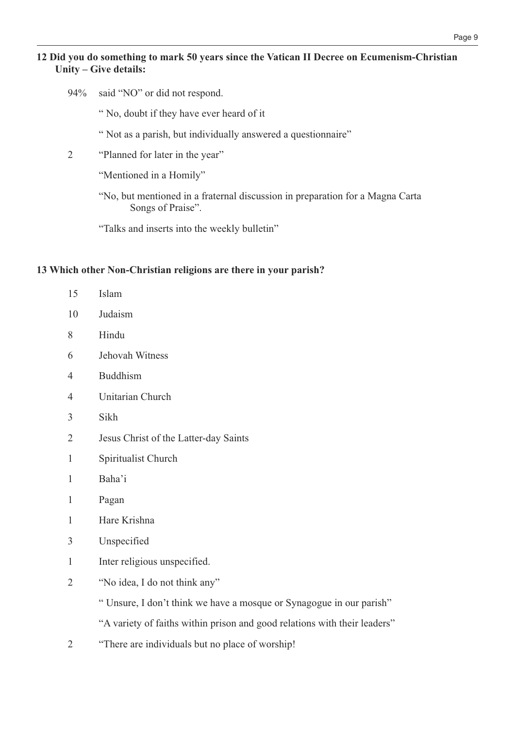**12 Did you do something to mark 50 years since the Vatican II Decree on Ecumenism-Christian Unity – Give details:**

94% said "NO" or did not respond.

" No, doubt if they have ever heard of it

" Not as a parish, but individually answered a questionnaire"

2 "Planned for later in the year"

"Mentioned in a Homily"

"No, but mentioned in a fraternal discussion in preparation for a Magna Carta Songs of Praise".

"Talks and inserts into the weekly bulletin"

**13 Which other Non-Christian religions are there in your parish?**

15 Islam

10 Judaism

8 Hindu

6 Jehovah Witness

4 Buddhism

4 Unitarian Church

3 Sikh

2 Jesus Christ of the Latter-day Saints

1 Spiritualist Church

1 Baha'i

1 Pagan

1 Hare Krishna

3 Unspecified

1 Inter religious unspecified.

2 "No idea, I do not think any"

" Unsure, I don't think we have a mosque or Synagogue in our parish"

"A variety of faiths within prison and good relations with their leaders"

2 "There are individuals but no place of worship!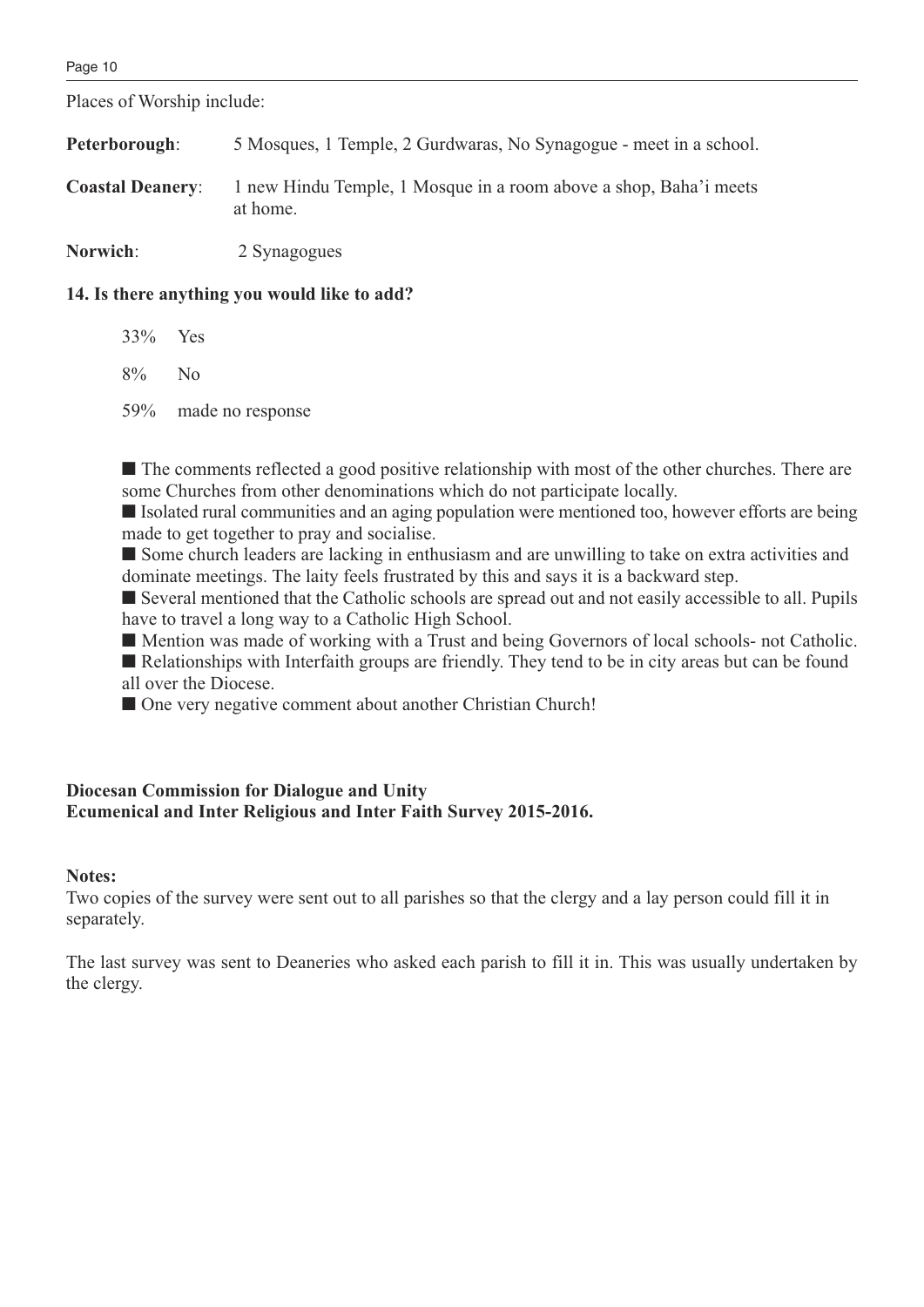Places of Worship include:

**Peterborough**: 5 Mosques, 1 Temple, 2 Gurdwaras, No Synagogue - meet in a school.

**Coastal Deanery**: 1 new Hindu Temple, 1 Mosque in a room above a shop, Baha'i meets at home.

**Norwich**: 2 Synagogues

**14. Is there anything you would like to add?**

33% Yes

8% No

59% made no response

- The comments reflected a good positive relationship with most of the other churches. There are some Churches from other denominations which do not participate locally.
- Isolated rural communities and an aging population were mentioned too, however efforts are being made to get together to pray and socialise.
- Some church leaders are lacking in enthusiasm and are unwilling to take on extra activities and dominate meetings. The laity feels frustrated by this and says it is a backward step.
- Several mentioned that the Catholic schools are spread out and not easily accessible to all. Pupils have to travel a long way to a Catholic High School.
- Mention was made of working with a Trust and being Governors of local schools- not Catholic.
- Relationships with Interfaith groups are friendly. They tend to be in city areas but can be found all over the Diocese.
- One very negative comment about another Christian Church!

**Diocesan Commission for Dialogue and Unity**
**Ecumenical and Inter Religious and Inter Faith Survey 2015-2016.**

**Notes:**
Two copies of the survey were sent out to all parishes so that the clergy and a lay person could fill it in separately.

The last survey was sent to Deaneries who asked each parish to fill it in. This was usually undertaken by the clergy.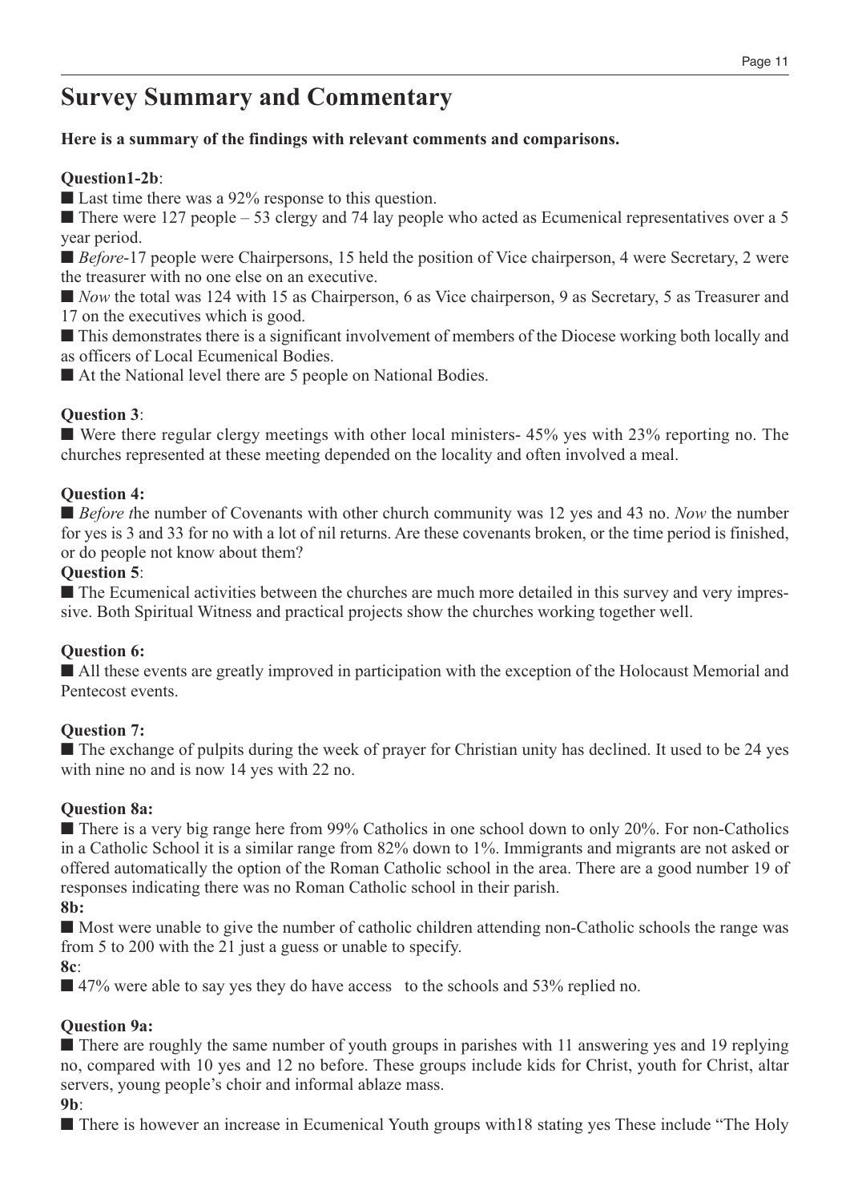# Survey Summary and Commentary

**Here is a summary of the findings with relevant comments and comparisons.**

**Question1-2b**:

■ Last time there was a 92% response to this question.

■ There were 127 people – 53 clergy and 74 lay people who acted as Ecumenical representatives over a 5 year period.

■ *Before*-17 people were Chairpersons, 15 held the position of Vice chairperson, 4 were Secretary, 2 were the treasurer with no one else on an executive.

■ *Now* the total was 124 with 15 as Chairperson, 6 as Vice chairperson, 9 as Secretary, 5 as Treasurer and 17 on the executives which is good.

■ This demonstrates there is a significant involvement of members of the Diocese working both locally and as officers of Local Ecumenical Bodies.

■ At the National level there are 5 people on National Bodies.

**Question 3**:

■ Were there regular clergy meetings with other local ministers- 45% yes with 23% reporting no. The churches represented at these meeting depended on the locality and often involved a meal.

**Question 4:**

■ *Before t*he number of Covenants with other church community was 12 yes and 43 no. *Now* the number for yes is 3 and 33 for no with a lot of nil returns. Are these covenants broken, or the time period is finished, or do people not know about them?

**Question 5**:

■ The Ecumenical activities between the churches are much more detailed in this survey and very impressive. Both Spiritual Witness and practical projects show the churches working together well.

**Question 6:**

■ All these events are greatly improved in participation with the exception of the Holocaust Memorial and Pentecost events.

**Question 7:**

■ The exchange of pulpits during the week of prayer for Christian unity has declined. It used to be 24 yes with nine no and is now 14 yes with 22 no.

**Question 8a:**

■ There is a very big range here from 99% Catholics in one school down to only 20%. For non-Catholics in a Catholic School it is a similar range from 82% down to 1%. Immigrants and migrants are not asked or offered automatically the option of the Roman Catholic school in the area. There are a good number 19 of responses indicating there was no Roman Catholic school in their parish.

**8b:**

■ Most were unable to give the number of catholic children attending non-Catholic schools the range was from 5 to 200 with the 21 just a guess or unable to specify.

**8c**:

■ 47% were able to say yes they do have access to the schools and 53% replied no.

**Question 9a:**

■ There are roughly the same number of youth groups in parishes with 11 answering yes and 19 replying no, compared with 10 yes and 12 no before. These groups include kids for Christ, youth for Christ, altar servers, young people's choir and informal ablaze mass.

**9b**:

■ There is however an increase in Ecumenical Youth groups with18 stating yes These include "The Holy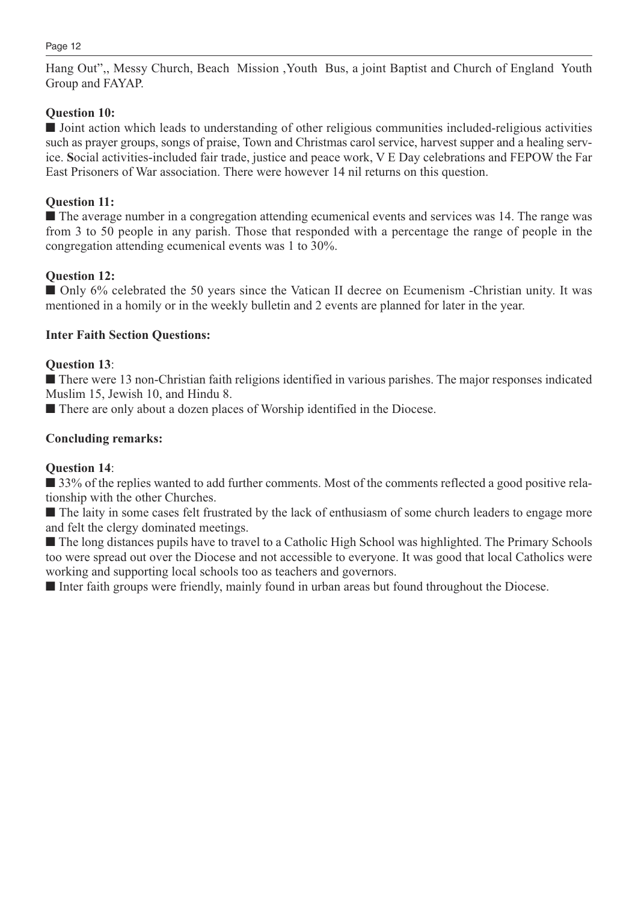Hang Out",, Messy Church, Beach Mission ,Youth Bus, a joint Baptist and Church of England Youth Group and FAYAP.

**Question 10:**

■ Joint action which leads to understanding of other religious communities included-religious activities such as prayer groups, songs of praise, Town and Christmas carol service, harvest supper and a healing service. **S**ocial activities-included fair trade, justice and peace work, V E Day celebrations and FEPOW the Far East Prisoners of War association. There were however 14 nil returns on this question.

**Question 11:**

■ The average number in a congregation attending ecumenical events and services was 14. The range was from 3 to 50 people in any parish. Those that responded with a percentage the range of people in the congregation attending ecumenical events was 1 to 30%.

**Question 12:**

■ Only 6% celebrated the 50 years since the Vatican II decree on Ecumenism -Christian unity. It was mentioned in a homily or in the weekly bulletin and 2 events are planned for later in the year.

**Inter Faith Section Questions:**

**Question 13**:

■ There were 13 non-Christian faith religions identified in various parishes. The major responses indicated Muslim 15, Jewish 10, and Hindu 8.

■ There are only about a dozen places of Worship identified in the Diocese.

**Concluding remarks:**

**Question 14**:

■ 33% of the replies wanted to add further comments. Most of the comments reflected a good positive relationship with the other Churches.

■ The laity in some cases felt frustrated by the lack of enthusiasm of some church leaders to engage more and felt the clergy dominated meetings.

■ The long distances pupils have to travel to a Catholic High School was highlighted. The Primary Schools too were spread out over the Diocese and not accessible to everyone. It was good that local Catholics were working and supporting local schools too as teachers and governors.

■ Inter faith groups were friendly, mainly found in urban areas but found throughout the Diocese.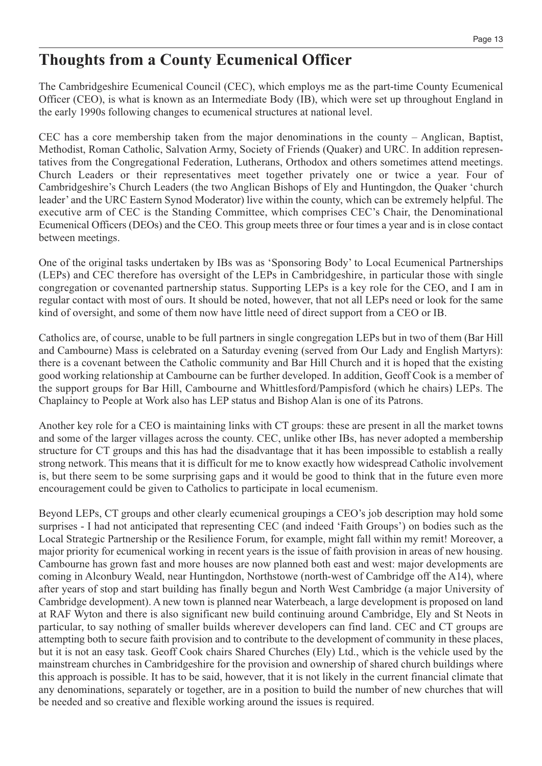# Thoughts from a County Ecumenical Officer

The Cambridgeshire Ecumenical Council (CEC), which employs me as the part-time County Ecumenical Officer (CEO), is what is known as an Intermediate Body (IB), which were set up throughout England in the early 1990s following changes to ecumenical structures at national level.

CEC has a core membership taken from the major denominations in the county – Anglican, Baptist, Methodist, Roman Catholic, Salvation Army, Society of Friends (Quaker) and URC. In addition representatives from the Congregational Federation, Lutherans, Orthodox and others sometimes attend meetings. Church Leaders or their representatives meet together privately one or twice a year. Four of Cambridgeshire's Church Leaders (the two Anglican Bishops of Ely and Huntingdon, the Quaker 'church leader' and the URC Eastern Synod Moderator) live within the county, which can be extremely helpful. The executive arm of CEC is the Standing Committee, which comprises CEC's Chair, the Denominational Ecumenical Officers (DEOs) and the CEO. This group meets three or four times a year and is in close contact between meetings.

One of the original tasks undertaken by IBs was as 'Sponsoring Body' to Local Ecumenical Partnerships (LEPs) and CEC therefore has oversight of the LEPs in Cambridgeshire, in particular those with single congregation or covenanted partnership status. Supporting LEPs is a key role for the CEO, and I am in regular contact with most of ours. It should be noted, however, that not all LEPs need or look for the same kind of oversight, and some of them now have little need of direct support from a CEO or IB.

Catholics are, of course, unable to be full partners in single congregation LEPs but in two of them (Bar Hill and Cambourne) Mass is celebrated on a Saturday evening (served from Our Lady and English Martyrs): there is a covenant between the Catholic community and Bar Hill Church and it is hoped that the existing good working relationship at Cambourne can be further developed. In addition, Geoff Cook is a member of the support groups for Bar Hill, Cambourne and Whittlesford/Pampisford (which he chairs) LEPs. The Chaplaincy to People at Work also has LEP status and Bishop Alan is one of its Patrons.

Another key role for a CEO is maintaining links with CT groups: these are present in all the market towns and some of the larger villages across the county. CEC, unlike other IBs, has never adopted a membership structure for CT groups and this has had the disadvantage that it has been impossible to establish a really strong network. This means that it is difficult for me to know exactly how widespread Catholic involvement is, but there seem to be some surprising gaps and it would be good to think that in the future even more encouragement could be given to Catholics to participate in local ecumenism.

Beyond LEPs, CT groups and other clearly ecumenical groupings a CEO's job description may hold some surprises - I had not anticipated that representing CEC (and indeed 'Faith Groups') on bodies such as the Local Strategic Partnership or the Resilience Forum, for example, might fall within my remit! Moreover, a major priority for ecumenical working in recent years is the issue of faith provision in areas of new housing. Cambourne has grown fast and more houses are now planned both east and west: major developments are coming in Alconbury Weald, near Huntingdon, Northstowe (north-west of Cambridge off the A14), where after years of stop and start building has finally begun and North West Cambridge (a major University of Cambridge development). A new town is planned near Waterbeach, a large development is proposed on land at RAF Wyton and there is also significant new build continuing around Cambridge, Ely and St Neots in particular, to say nothing of smaller builds wherever developers can find land. CEC and CT groups are attempting both to secure faith provision and to contribute to the development of community in these places, but it is not an easy task. Geoff Cook chairs Shared Churches (Ely) Ltd., which is the vehicle used by the mainstream churches in Cambridgeshire for the provision and ownership of shared church buildings where this approach is possible. It has to be said, however, that it is not likely in the current financial climate that any denominations, separately or together, are in a position to build the number of new churches that will be needed and so creative and flexible working around the issues is required.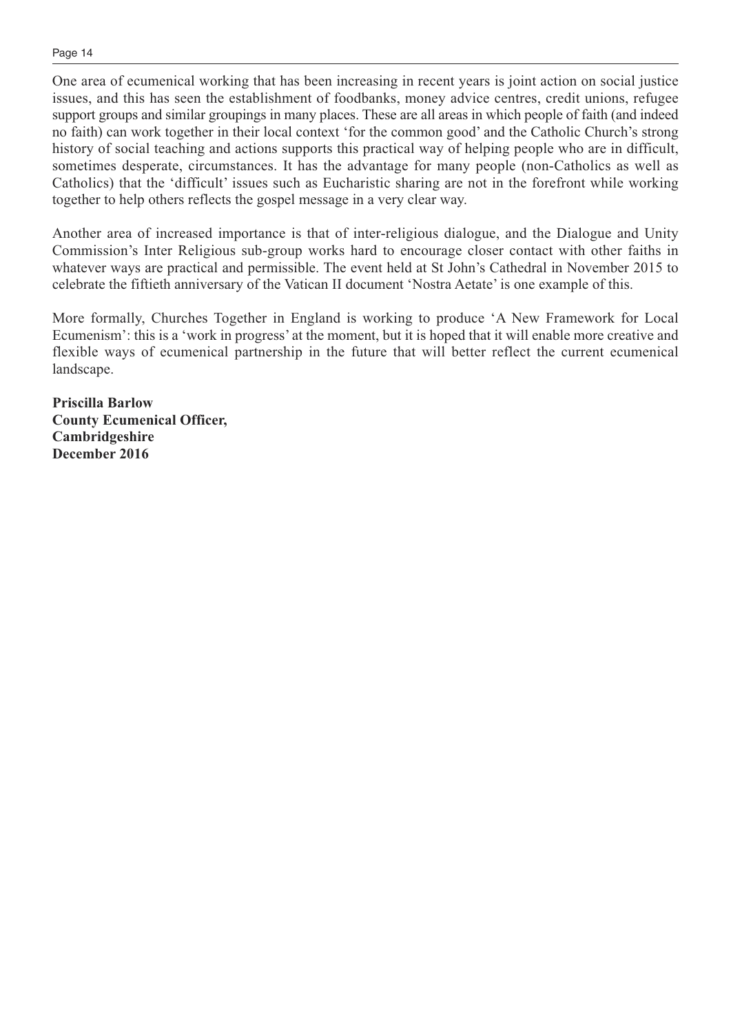One area of ecumenical working that has been increasing in recent years is joint action on social justice issues, and this has seen the establishment of foodbanks, money advice centres, credit unions, refugee support groups and similar groupings in many places. These are all areas in which people of faith (and indeed no faith) can work together in their local context 'for the common good' and the Catholic Church's strong history of social teaching and actions supports this practical way of helping people who are in difficult, sometimes desperate, circumstances. It has the advantage for many people (non-Catholics as well as Catholics) that the 'difficult' issues such as Eucharistic sharing are not in the forefront while working together to help others reflects the gospel message in a very clear way.

Another area of increased importance is that of inter-religious dialogue, and the Dialogue and Unity Commission's Inter Religious sub-group works hard to encourage closer contact with other faiths in whatever ways are practical and permissible. The event held at St John's Cathedral in November 2015 to celebrate the fiftieth anniversary of the Vatican II document 'Nostra Aetate' is one example of this.

More formally, Churches Together in England is working to produce 'A New Framework for Local Ecumenism': this is a 'work in progress' at the moment, but it is hoped that it will enable more creative and flexible ways of ecumenical partnership in the future that will better reflect the current ecumenical landscape.

**Priscilla Barlow**
**County Ecumenical Officer,**
**Cambridgeshire**
**December 2016**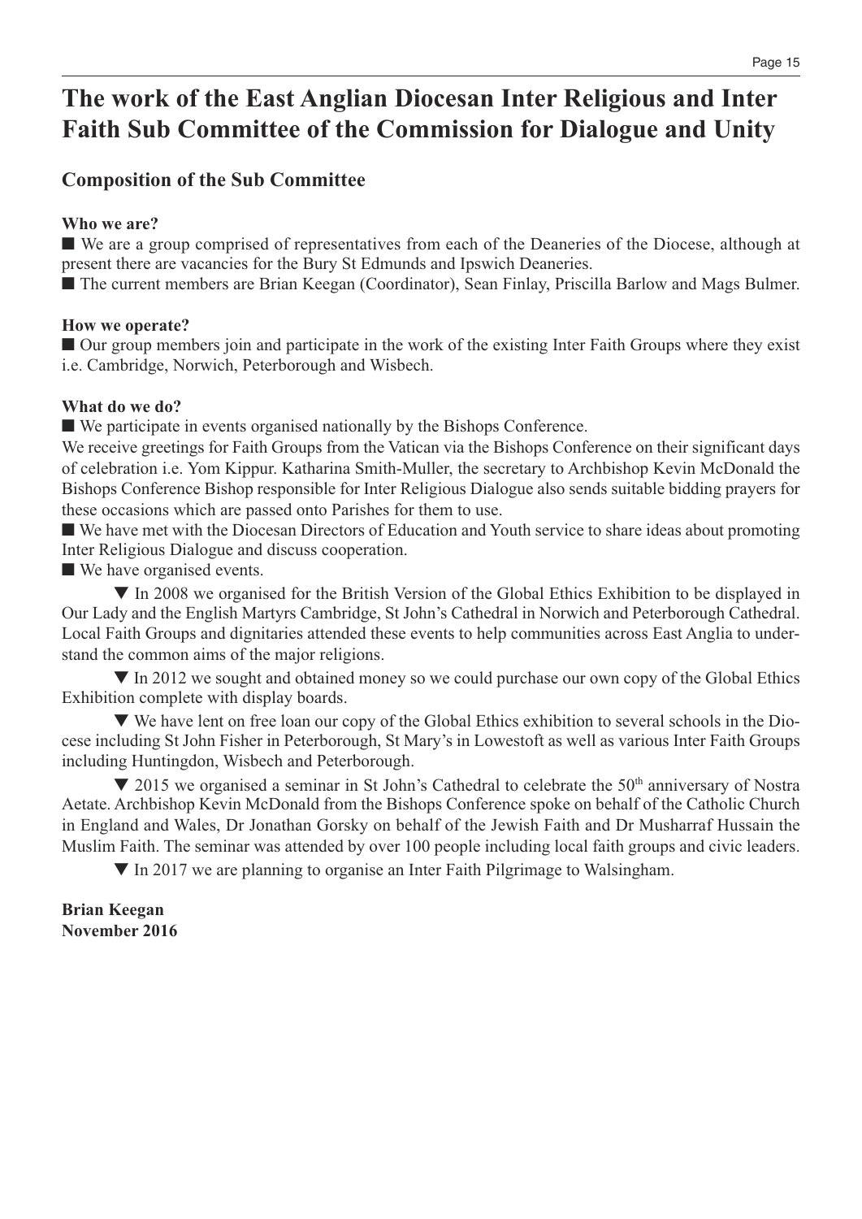# The work of the East Anglian Diocesan Inter Religious and Inter Faith Sub Committee of the Commission for Dialogue and Unity

## Composition of the Sub Committee

**Who we are?**

■ We are a group comprised of representatives from each of the Deaneries of the Diocese, although at present there are vacancies for the Bury St Edmunds and Ipswich Deaneries.

■ The current members are Brian Keegan (Coordinator), Sean Finlay, Priscilla Barlow and Mags Bulmer.

**How we operate?**

■ Our group members join and participate in the work of the existing Inter Faith Groups where they exist i.e. Cambridge, Norwich, Peterborough and Wisbech.

**What do we do?**

■ We participate in events organised nationally by the Bishops Conference.

We receive greetings for Faith Groups from the Vatican via the Bishops Conference on their significant days of celebration i.e. Yom Kippur. Katharina Smith-Muller, the secretary to Archbishop Kevin McDonald the Bishops Conference Bishop responsible for Inter Religious Dialogue also sends suitable bidding prayers for these occasions which are passed onto Parishes for them to use.

■ We have met with the Diocesan Directors of Education and Youth service to share ideas about promoting Inter Religious Dialogue and discuss cooperation.

■ We have organised events.

▼ In 2008 we organised for the British Version of the Global Ethics Exhibition to be displayed in Our Lady and the English Martyrs Cambridge, St John's Cathedral in Norwich and Peterborough Cathedral. Local Faith Groups and dignitaries attended these events to help communities across East Anglia to understand the common aims of the major religions.

▼ In 2012 we sought and obtained money so we could purchase our own copy of the Global Ethics Exhibition complete with display boards.

▼ We have lent on free loan our copy of the Global Ethics exhibition to several schools in the Diocese including St John Fisher in Peterborough, St Mary's in Lowestoft as well as various Inter Faith Groups including Huntingdon, Wisbech and Peterborough.

▼ 2015 we organised a seminar in St John's Cathedral to celebrate the 50th anniversary of Nostra Aetate. Archbishop Kevin McDonald from the Bishops Conference spoke on behalf of the Catholic Church in England and Wales, Dr Jonathan Gorsky on behalf of the Jewish Faith and Dr Musharraf Hussain the Muslim Faith. The seminar was attended by over 100 people including local faith groups and civic leaders.

▼ In 2017 we are planning to organise an Inter Faith Pilgrimage to Walsingham.

**Brian Keegan**
**November 2016**